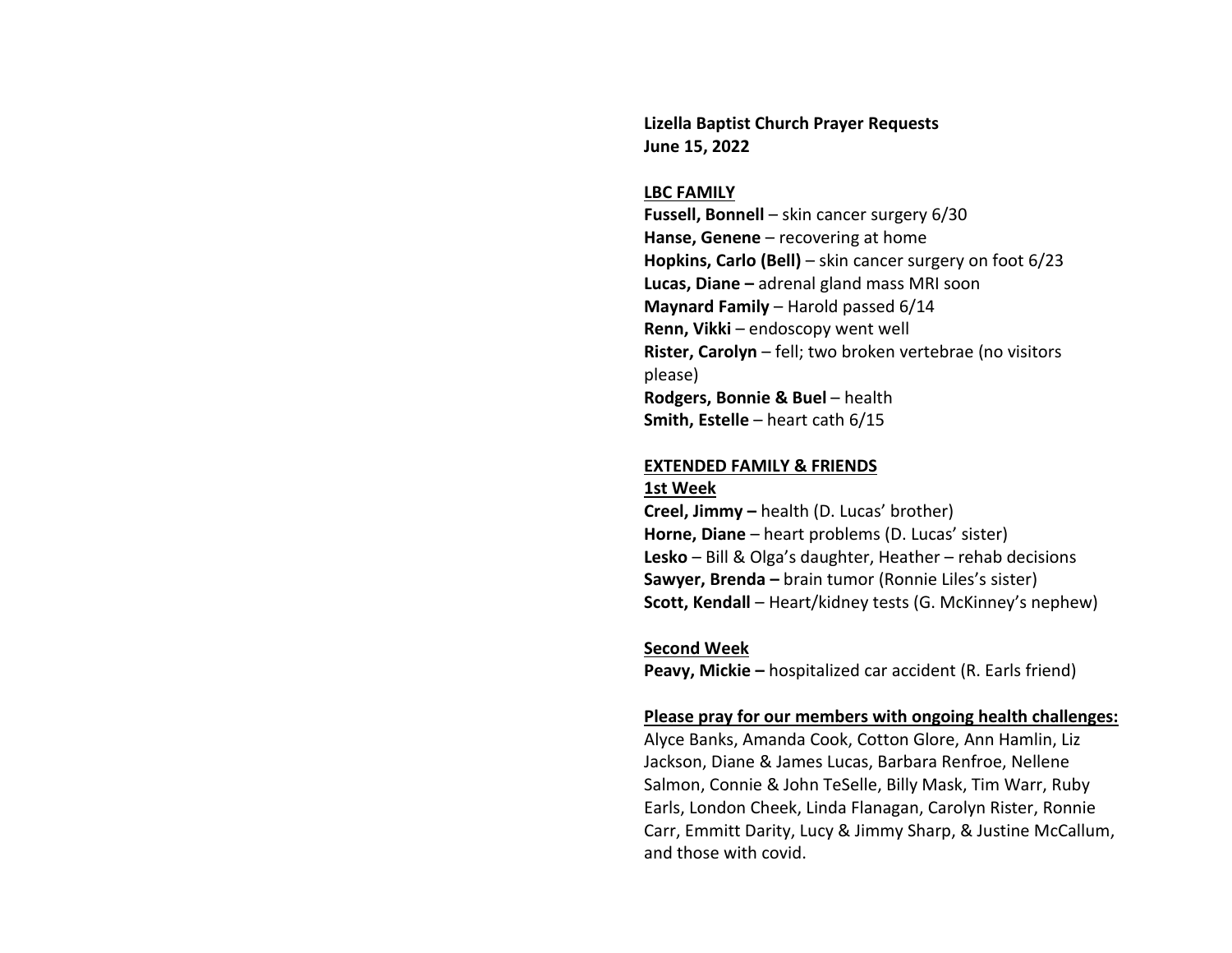**Lizella Baptist Church Prayer Requests**
**June 15, 2022**

**LBC FAMILY**

**Fussell, Bonnell** – skin cancer surgery 6/30
**Hanse, Genene** – recovering at home
**Hopkins, Carlo (Bell)** – skin cancer surgery on foot 6/23
**Lucas, Diane –** adrenal gland mass MRI soon
**Maynard Family** – Harold passed 6/14
**Renn, Vikki** – endoscopy went well
**Rister, Carolyn** – fell; two broken vertebrae (no visitors please)
**Rodgers, Bonnie & Buel** – health
**Smith, Estelle** – heart cath 6/15

**EXTENDED FAMILY & FRIENDS**

**1st Week**

**Creel, Jimmy –** health (D. Lucas' brother)
**Horne, Diane** – heart problems (D. Lucas' sister)
**Lesko** – Bill & Olga's daughter, Heather – rehab decisions
**Sawyer, Brenda –** brain tumor (Ronnie Liles's sister)
**Scott, Kendall** – Heart/kidney tests (G. McKinney's nephew)

**Second Week**

**Peavy, Mickie –** hospitalized car accident (R. Earls friend)

**Please pray for our members with ongoing health challenges:**

Alyce Banks, Amanda Cook, Cotton Glore, Ann Hamlin, Liz Jackson, Diane & James Lucas, Barbara Renfroe, Nellene Salmon, Connie & John TeSelle, Billy Mask, Tim Warr, Ruby Earls, London Cheek, Linda Flanagan, Carolyn Rister, Ronnie Carr, Emmitt Darity, Lucy & Jimmy Sharp, & Justine McCallum, and those with covid.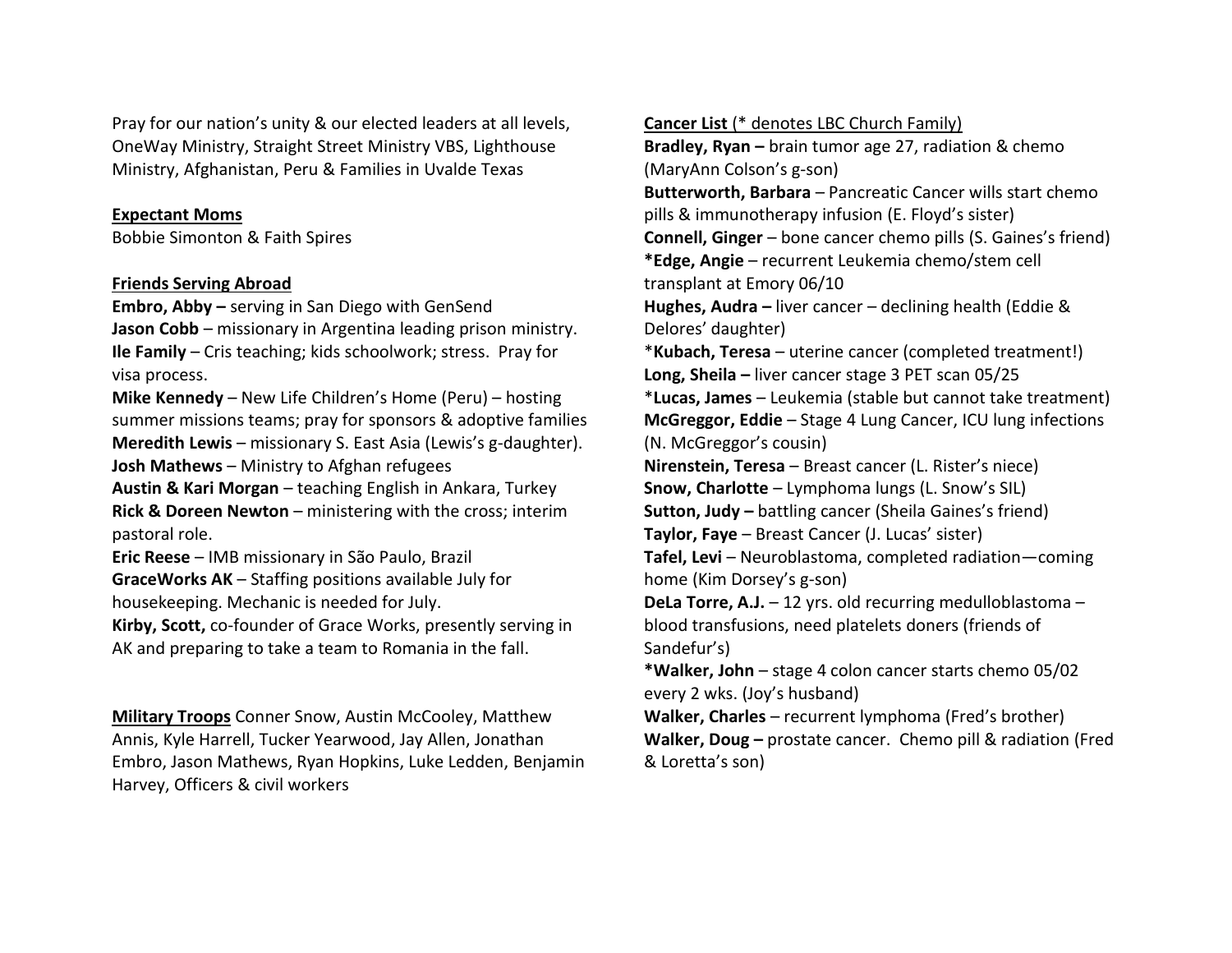Pray for our nation's unity & our elected leaders at all levels, OneWay Ministry, Straight Street Ministry VBS, Lighthouse Ministry, Afghanistan, Peru & Families in Uvalde Texas

**Expectant Moms**

Bobbie Simonton & Faith Spires

**Friends Serving Abroad**

**Embro, Abby –** serving in San Diego with GenSend
**Jason Cobb** – missionary in Argentina leading prison ministry.
**Ile Family** – Cris teaching; kids schoolwork; stress. Pray for visa process.
**Mike Kennedy** – New Life Children's Home (Peru) – hosting summer missions teams; pray for sponsors & adoptive families
**Meredith Lewis** – missionary S. East Asia (Lewis's g-daughter).
**Josh Mathews** – Ministry to Afghan refugees
**Austin & Kari Morgan** – teaching English in Ankara, Turkey
**Rick & Doreen Newton** – ministering with the cross; interim pastoral role.
**Eric Reese** – IMB missionary in São Paulo, Brazil
**GraceWorks AK** – Staffing positions available July for housekeeping. Mechanic is needed for July.
**Kirby, Scott,** co-founder of Grace Works, presently serving in AK and preparing to take a team to Romania in the fall.

**Military Troops** Conner Snow, Austin McCooley, Matthew Annis, Kyle Harrell, Tucker Yearwood, Jay Allen, Jonathan Embro, Jason Mathews, Ryan Hopkins, Luke Ledden, Benjamin Harvey, Officers & civil workers

**Cancer List** (* denotes LBC Church Family)

**Bradley, Ryan –** brain tumor age 27, radiation & chemo (MaryAnn Colson's g-son)
**Butterworth, Barbara** – Pancreatic Cancer wills start chemo pills & immunotherapy infusion (E. Floyd's sister)
**Connell, Ginger** – bone cancer chemo pills (S. Gaines's friend)
**\*Edge, Angie** – recurrent Leukemia chemo/stem cell transplant at Emory 06/10
**Hughes, Audra –** liver cancer – declining health (Eddie & Delores' daughter)
\***Kubach, Teresa** – uterine cancer (completed treatment!)
**Long, Sheila –** liver cancer stage 3 PET scan 05/25
\***Lucas, James** – Leukemia (stable but cannot take treatment)
**McGreggor, Eddie** – Stage 4 Lung Cancer, ICU lung infections (N. McGreggor's cousin)
**Nirenstein, Teresa** – Breast cancer (L. Rister's niece)
**Snow, Charlotte** – Lymphoma lungs (L. Snow's SIL)
**Sutton, Judy –** battling cancer (Sheila Gaines's friend)
**Taylor, Faye** – Breast Cancer (J. Lucas' sister)
**Tafel, Levi** – Neuroblastoma, completed radiation—coming home (Kim Dorsey's g-son)
**DeLa Torre, A.J.** – 12 yrs. old recurring medulloblastoma – blood transfusions, need platelets doners (friends of Sandefur's)
**\*Walker, John** – stage 4 colon cancer starts chemo 05/02 every 2 wks. (Joy's husband)
**Walker, Charles** – recurrent lymphoma (Fred's brother)
**Walker, Doug –** prostate cancer. Chemo pill & radiation (Fred & Loretta's son)